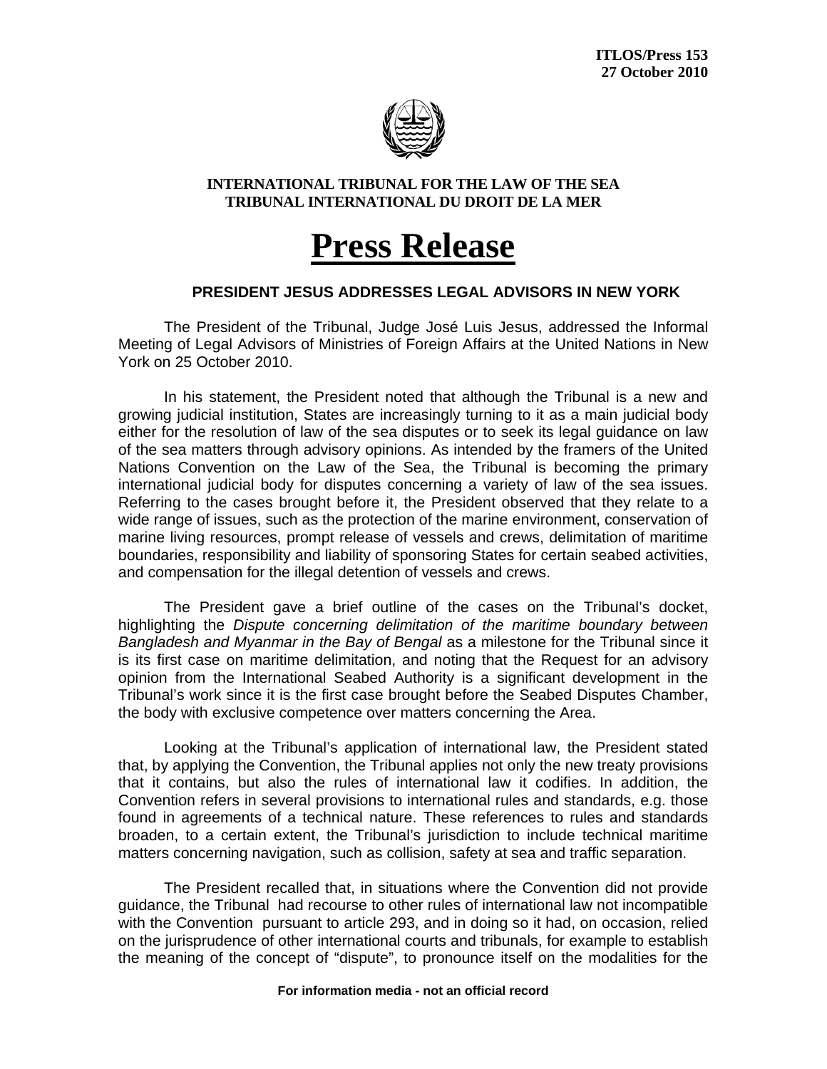**ITLOS/Press 153**
**27 October 2010**

**INTERNATIONAL TRIBUNAL FOR THE LAW OF THE SEA**
**TRIBUNAL INTERNATIONAL DU DROIT DE LA MER**

# Press Release

## PRESIDENT JESUS ADDRESSES LEGAL ADVISORS IN NEW YORK

The President of the Tribunal, Judge José Luis Jesus, addressed the Informal Meeting of Legal Advisors of Ministries of Foreign Affairs at the United Nations in New York on 25 October 2010.

In his statement, the President noted that although the Tribunal is a new and growing judicial institution, States are increasingly turning to it as a main judicial body either for the resolution of law of the sea disputes or to seek its legal guidance on law of the sea matters through advisory opinions. As intended by the framers of the United Nations Convention on the Law of the Sea, the Tribunal is becoming the primary international judicial body for disputes concerning a variety of law of the sea issues. Referring to the cases brought before it, the President observed that they relate to a wide range of issues, such as the protection of the marine environment, conservation of marine living resources, prompt release of vessels and crews, delimitation of maritime boundaries, responsibility and liability of sponsoring States for certain seabed activities, and compensation for the illegal detention of vessels and crews.

The President gave a brief outline of the cases on the Tribunal's docket, highlighting the *Dispute concerning delimitation of the maritime boundary between Bangladesh and Myanmar in the Bay of Bengal* as a milestone for the Tribunal since it is its first case on maritime delimitation, and noting that the Request for an advisory opinion from the International Seabed Authority is a significant development in the Tribunal's work since it is the first case brought before the Seabed Disputes Chamber, the body with exclusive competence over matters concerning the Area.

Looking at the Tribunal's application of international law, the President stated that, by applying the Convention, the Tribunal applies not only the new treaty provisions that it contains, but also the rules of international law it codifies. In addition, the Convention refers in several provisions to international rules and standards, e.g. those found in agreements of a technical nature. These references to rules and standards broaden, to a certain extent, the Tribunal's jurisdiction to include technical maritime matters concerning navigation, such as collision, safety at sea and traffic separation.

The President recalled that, in situations where the Convention did not provide guidance, the Tribunal had recourse to other rules of international law not incompatible with the Convention pursuant to article 293, and in doing so it had, on occasion, relied on the jurisprudence of other international courts and tribunals, for example to establish the meaning of the concept of "dispute", to pronounce itself on the modalities for the

**For information media - not an official record**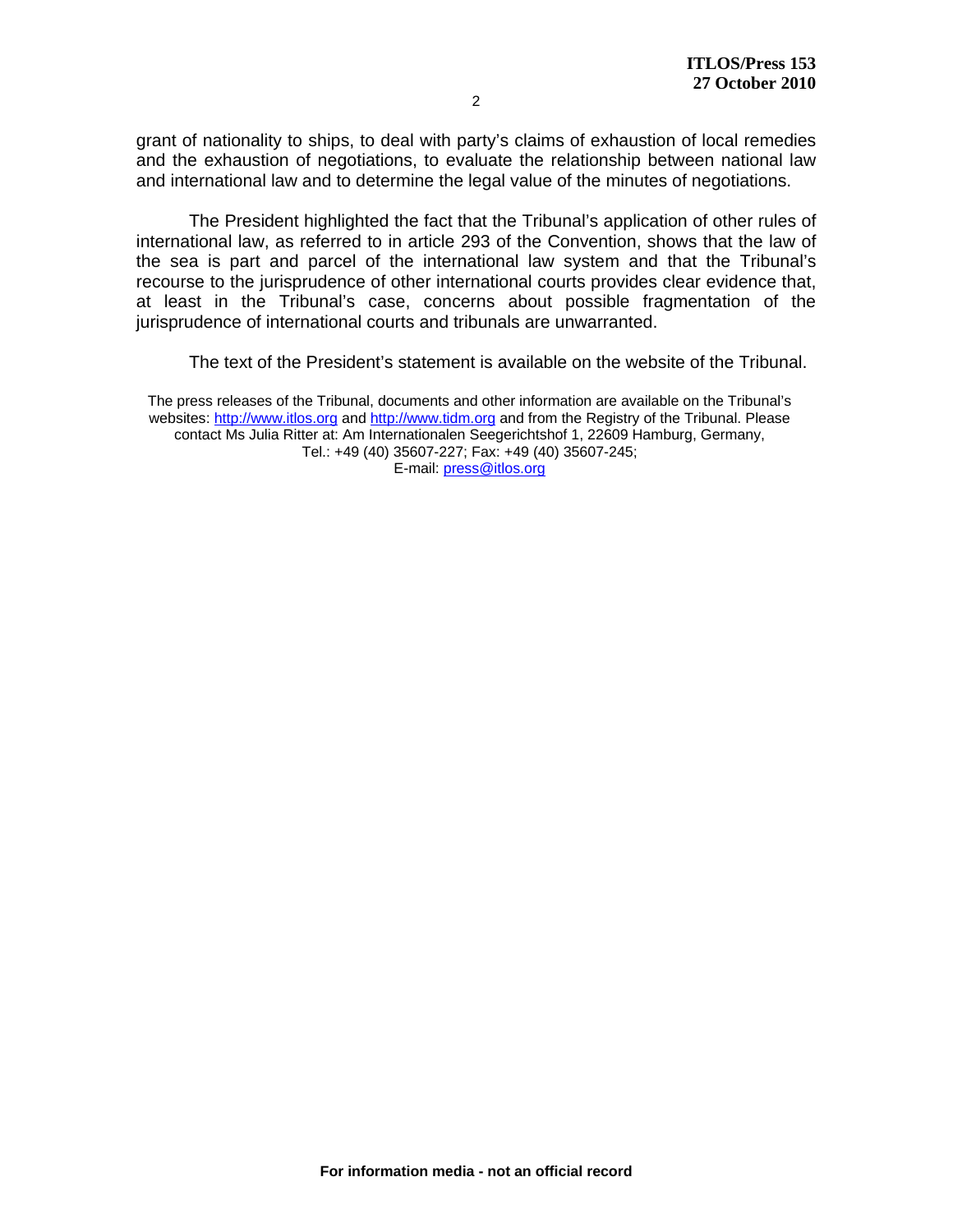grant of nationality to ships, to deal with party's claims of exhaustion of local remedies and the exhaustion of negotiations, to evaluate the relationship between national law and international law and to determine the legal value of the minutes of negotiations.

The President highlighted the fact that the Tribunal's application of other rules of international law, as referred to in article 293 of the Convention, shows that the law of the sea is part and parcel of the international law system and that the Tribunal's recourse to the jurisprudence of other international courts provides clear evidence that, at least in the Tribunal's case, concerns about possible fragmentation of the jurisprudence of international courts and tribunals are unwarranted.

The text of the President's statement is available on the website of the Tribunal.

The press releases of the Tribunal, documents and other information are available on the Tribunal's websites: http://www.itlos.org and http://www.tidm.org and from the Registry of the Tribunal. Please contact Ms Julia Ritter at: Am Internationalen Seegerichtshof 1, 22609 Hamburg, Germany, Tel.: +49 (40) 35607-227; Fax: +49 (40) 35607-245; E-mail: press@itlos.org

**For information media - not an official record**